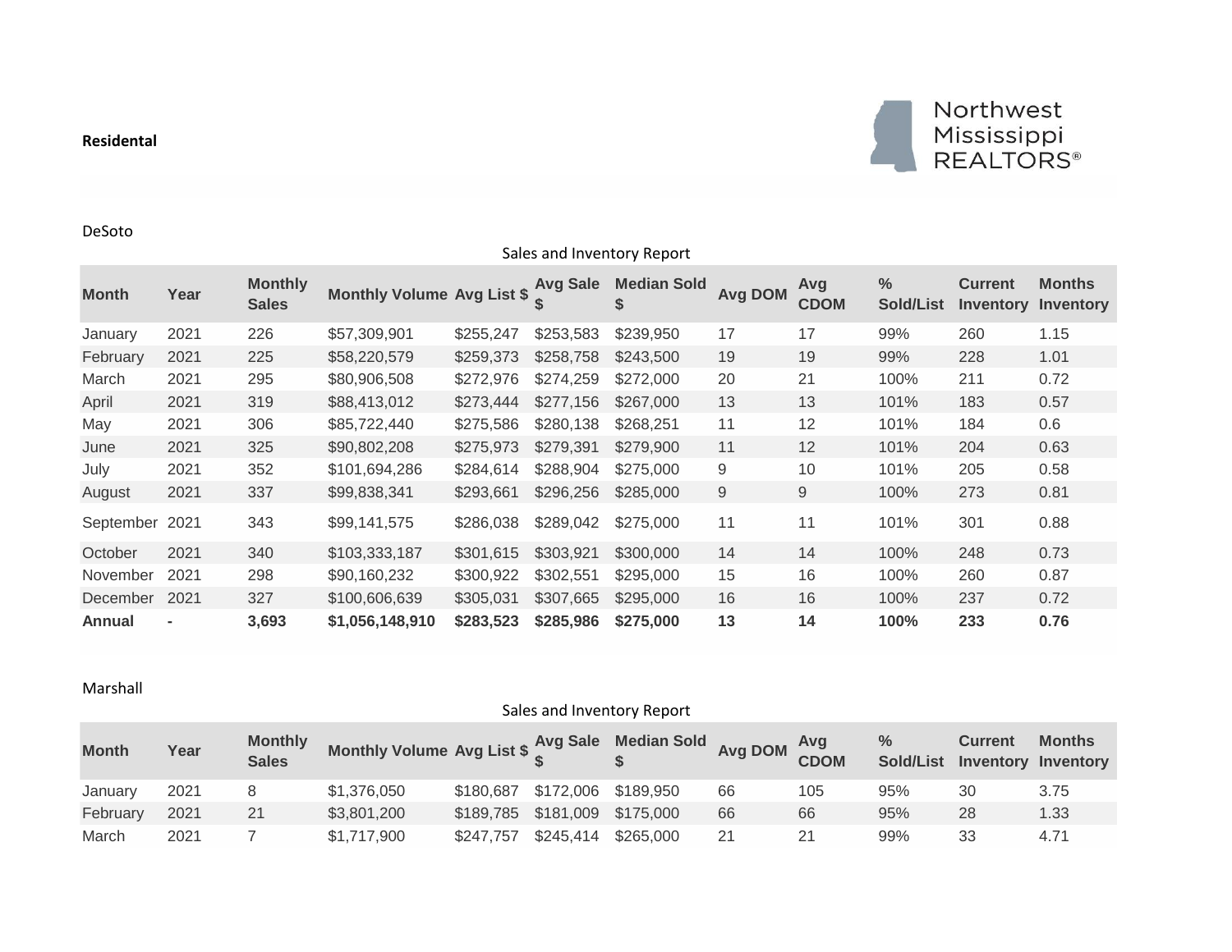**Residental**

Northwest Mississippi REALTORS®

DeSoto

Sales and Inventory Report

| Month | Year | Monthly Sales | Monthly Volume | Avg List $ | Avg Sale $ | Median Sold $ | Avg DOM | Avg CDOM | % Sold/List | Current Inventory | Months Inventory |
|---|---|---|---|---|---|---|---|---|---|---|---|
| January | 2021 | 226 | $57,309,901 | $255,247 | $253,583 | $239,950 | 17 | 17 | 99% | 260 | 1.15 |
| February | 2021 | 225 | $58,220,579 | $259,373 | $258,758 | $243,500 | 19 | 19 | 99% | 228 | 1.01 |
| March | 2021 | 295 | $80,906,508 | $272,976 | $274,259 | $272,000 | 20 | 21 | 100% | 211 | 0.72 |
| April | 2021 | 319 | $88,413,012 | $273,444 | $277,156 | $267,000 | 13 | 13 | 101% | 183 | 0.57 |
| May | 2021 | 306 | $85,722,440 | $275,586 | $280,138 | $268,251 | 11 | 12 | 101% | 184 | 0.6 |
| June | 2021 | 325 | $90,802,208 | $275,973 | $279,391 | $279,900 | 11 | 12 | 101% | 204 | 0.63 |
| July | 2021 | 352 | $101,694,286 | $284,614 | $288,904 | $275,000 | 9 | 10 | 101% | 205 | 0.58 |
| August | 2021 | 337 | $99,838,341 | $293,661 | $296,256 | $285,000 | 9 | 9 | 100% | 273 | 0.81 |
| September | 2021 | 343 | $99,141,575 | $286,038 | $289,042 | $275,000 | 11 | 11 | 101% | 301 | 0.88 |
| October | 2021 | 340 | $103,333,187 | $301,615 | $303,921 | $300,000 | 14 | 14 | 100% | 248 | 0.73 |
| November | 2021 | 298 | $90,160,232 | $300,922 | $302,551 | $295,000 | 15 | 16 | 100% | 260 | 0.87 |
| December | 2021 | 327 | $100,606,639 | $305,031 | $307,665 | $295,000 | 16 | 16 | 100% | 237 | 0.72 |
| **Annual** | **-** | **3,693** | **$1,056,148,910** | **$283,523** | **$285,986** | **$275,000** | **13** | **14** | **100%** | **233** | **0.76** |

Marshall

Sales and Inventory Report

| Month | Year | Monthly Sales | Monthly Volume | Avg List $ | Avg Sale $ | Median Sold $ | Avg DOM | Avg CDOM | % Sold/List | Current Inventory | Months Inventory |
|---|---|---|---|---|---|---|---|---|---|---|---|
| January | 2021 | 8 | $1,376,050 | $180,687 | $172,006 | $189,950 | 66 | 105 | 95% | 30 | 3.75 |
| February | 2021 | 21 | $3,801,200 | $189,785 | $181,009 | $175,000 | 66 | 66 | 95% | 28 | 1.33 |
| March | 2021 | 7 | $1,717,900 | $247,757 | $245,414 | $265,000 | 21 | 21 | 99% | 33 | 4.71 |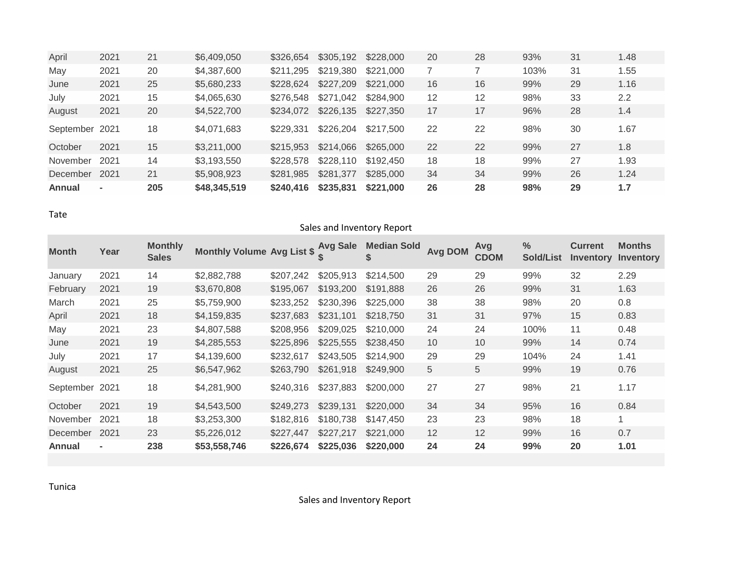| April | 2021 | 21 | $6,409,050 | $326,654 | $305,192 | $228,000 | 20 | 28 | 93% | 31 | 1.48 |
|---|---|---|---|---|---|---|---|---|---|---|---|
| May | 2021 | 20 | $4,387,600 | $211,295 | $219,380 | $221,000 | 7 | 7 | 103% | 31 | 1.55 |
| June | 2021 | 25 | $5,680,233 | $228,624 | $227,209 | $221,000 | 16 | 16 | 99% | 29 | 1.16 |
| July | 2021 | 15 | $4,065,630 | $276,548 | $271,042 | $284,900 | 12 | 12 | 98% | 33 | 2.2 |
| August | 2021 | 20 | $4,522,700 | $234,072 | $226,135 | $227,350 | 17 | 17 | 96% | 28 | 1.4 |
| September | 2021 | 18 | $4,071,683 | $229,331 | $226,204 | $217,500 | 22 | 22 | 98% | 30 | 1.67 |
| October | 2021 | 15 | $3,211,000 | $215,953 | $214,066 | $265,000 | 22 | 22 | 99% | 27 | 1.8 |
| November | 2021 | 14 | $3,193,550 | $228,578 | $228,110 | $192,450 | 18 | 18 | 99% | 27 | 1.93 |
| December | 2021 | 21 | $5,908,923 | $281,985 | $281,377 | $285,000 | 34 | 34 | 99% | 26 | 1.24 |
| **Annual** | **-** | **205** | **$48,345,519** | **$240,416** | **$235,831** | **$221,000** | **26** | **28** | **98%** | **29** | **1.7** |

Tate

Sales and Inventory Report

| Month | Year | Monthly Sales | Monthly Volume | Avg List $ | Avg Sale $ | Median Sold $ | Avg DOM | Avg CDOM | % Sold/List | Current Inventory | Months Inventory |
|---|---|---|---|---|---|---|---|---|---|---|---|
| January | 2021 | 14 | $2,882,788 | $207,242 | $205,913 | $214,500 | 29 | 29 | 99% | 32 | 2.29 |
| February | 2021 | 19 | $3,670,808 | $195,067 | $193,200 | $191,888 | 26 | 26 | 99% | 31 | 1.63 |
| March | 2021 | 25 | $5,759,900 | $233,252 | $230,396 | $225,000 | 38 | 38 | 98% | 20 | 0.8 |
| April | 2021 | 18 | $4,159,835 | $237,683 | $231,101 | $218,750 | 31 | 31 | 97% | 15 | 0.83 |
| May | 2021 | 23 | $4,807,588 | $208,956 | $209,025 | $210,000 | 24 | 24 | 100% | 11 | 0.48 |
| June | 2021 | 19 | $4,285,553 | $225,896 | $225,555 | $238,450 | 10 | 10 | 99% | 14 | 0.74 |
| July | 2021 | 17 | $4,139,600 | $232,617 | $243,505 | $214,900 | 29 | 29 | 104% | 24 | 1.41 |
| August | 2021 | 25 | $6,547,962 | $263,790 | $261,918 | $249,900 | 5 | 5 | 99% | 19 | 0.76 |
| September | 2021 | 18 | $4,281,900 | $240,316 | $237,883 | $200,000 | 27 | 27 | 98% | 21 | 1.17 |
| October | 2021 | 19 | $4,543,500 | $249,273 | $239,131 | $220,000 | 34 | 34 | 95% | 16 | 0.84 |
| November | 2021 | 18 | $3,253,300 | $182,816 | $180,738 | $147,450 | 23 | 23 | 98% | 18 | 1 |
| December | 2021 | 23 | $5,226,012 | $227,447 | $227,217 | $221,000 | 12 | 12 | 99% | 16 | 0.7 |
| **Annual** | **-** | **238** | **$53,558,746** | **$226,674** | **$225,036** | **$220,000** | **24** | **24** | **99%** | **20** | **1.01** |

Tunica

Sales and Inventory Report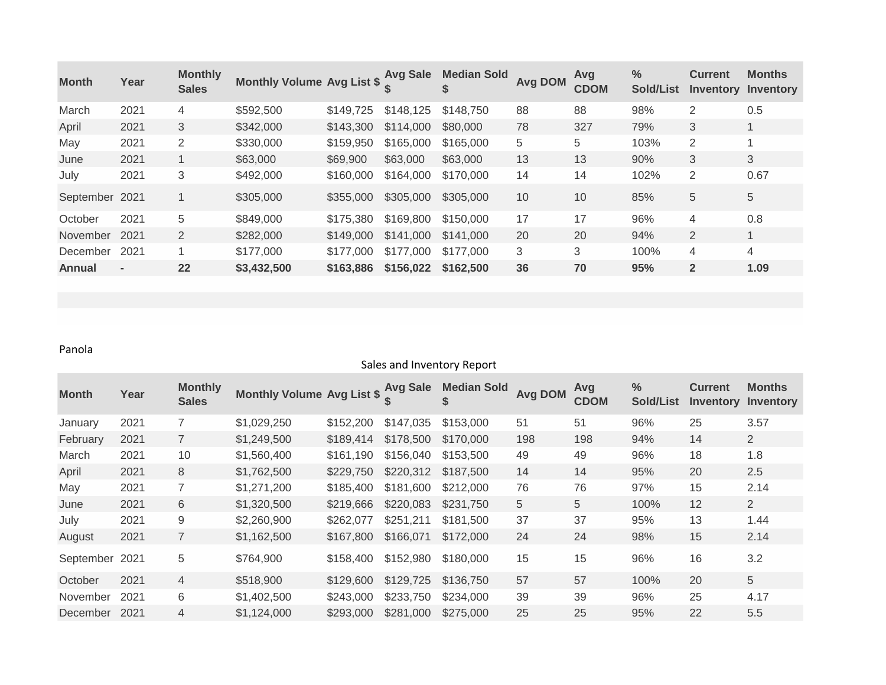| Month | Year | Monthly Sales | Monthly Volume | Avg List $ | Avg Sale $ | Median Sold $ | Avg DOM | Avg CDOM | % Sold/List | Current Inventory | Months Inventory |
|---|---|---|---|---|---|---|---|---|---|---|---|
| March | 2021 | 4 | $592,500 | $149,725 | $148,125 | $148,750 | 88 | 88 | 98% | 2 | 0.5 |
| April | 2021 | 3 | $342,000 | $143,300 | $114,000 | $80,000 | 78 | 327 | 79% | 3 | 1 |
| May | 2021 | 2 | $330,000 | $159,950 | $165,000 | $165,000 | 5 | 5 | 103% | 2 | 1 |
| June | 2021 | 1 | $63,000 | $69,900 | $63,000 | $63,000 | 13 | 13 | 90% | 3 | 3 |
| July | 2021 | 3 | $492,000 | $160,000 | $164,000 | $170,000 | 14 | 14 | 102% | 2 | 0.67 |
| September | 2021 | 1 | $305,000 | $355,000 | $305,000 | $305,000 | 10 | 10 | 85% | 5 | 5 |
| October | 2021 | 5 | $849,000 | $175,380 | $169,800 | $150,000 | 17 | 17 | 96% | 4 | 0.8 |
| November | 2021 | 2 | $282,000 | $149,000 | $141,000 | $141,000 | 20 | 20 | 94% | 2 | 1 |
| December | 2021 | 1 | $177,000 | $177,000 | $177,000 | $177,000 | 3 | 3 | 100% | 4 | 4 |
| **Annual** | **-** | **22** | **$3,432,500** | **$163,886** | **$156,022** | **$162,500** | **36** | **70** | **95%** | **2** | **1.09** |

Panola

Sales and Inventory Report

| Month | Year | Monthly Sales | Monthly Volume | Avg List $ | Avg Sale $ | Median Sold $ | Avg DOM | Avg CDOM | % Sold/List | Current Inventory | Months Inventory |
|---|---|---|---|---|---|---|---|---|---|---|---|
| January | 2021 | 7 | $1,029,250 | $152,200 | $147,035 | $153,000 | 51 | 51 | 96% | 25 | 3.57 |
| February | 2021 | 7 | $1,249,500 | $189,414 | $178,500 | $170,000 | 198 | 198 | 94% | 14 | 2 |
| March | 2021 | 10 | $1,560,400 | $161,190 | $156,040 | $153,500 | 49 | 49 | 96% | 18 | 1.8 |
| April | 2021 | 8 | $1,762,500 | $229,750 | $220,312 | $187,500 | 14 | 14 | 95% | 20 | 2.5 |
| May | 2021 | 7 | $1,271,200 | $185,400 | $181,600 | $212,000 | 76 | 76 | 97% | 15 | 2.14 |
| June | 2021 | 6 | $1,320,500 | $219,666 | $220,083 | $231,750 | 5 | 5 | 100% | 12 | 2 |
| July | 2021 | 9 | $2,260,900 | $262,077 | $251,211 | $181,500 | 37 | 37 | 95% | 13 | 1.44 |
| August | 2021 | 7 | $1,162,500 | $167,800 | $166,071 | $172,000 | 24 | 24 | 98% | 15 | 2.14 |
| September | 2021 | 5 | $764,900 | $158,400 | $152,980 | $180,000 | 15 | 15 | 96% | 16 | 3.2 |
| October | 2021 | 4 | $518,900 | $129,600 | $129,725 | $136,750 | 57 | 57 | 100% | 20 | 5 |
| November | 2021 | 6 | $1,402,500 | $243,000 | $233,750 | $234,000 | 39 | 39 | 96% | 25 | 4.17 |
| December | 2021 | 4 | $1,124,000 | $293,000 | $281,000 | $275,000 | 25 | 25 | 95% | 22 | 5.5 |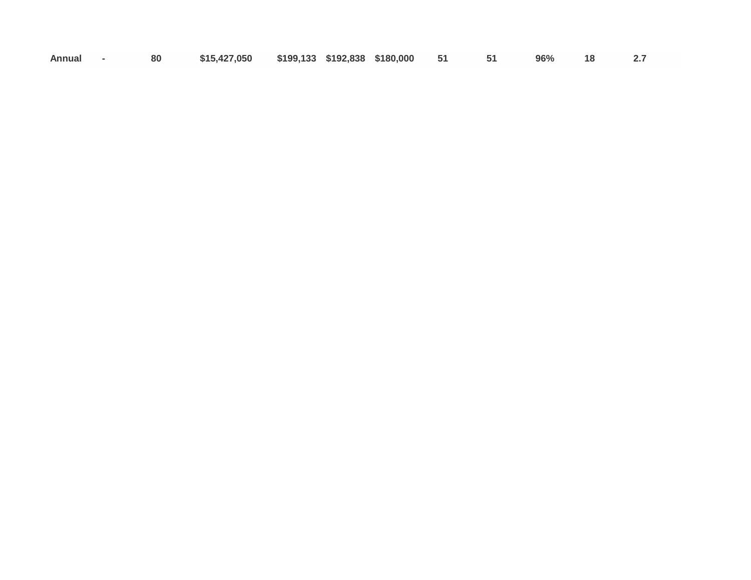| | | | | | | | | | | | |
|---|---|---|---|---|---|---|---|---|---|---|---|
| **Annual** | **-** | **80** | **$15,427,050** | **$199,133** | **$192,838** | **$180,000** | **51** | **51** | **96%** | **18** | **2.7** |